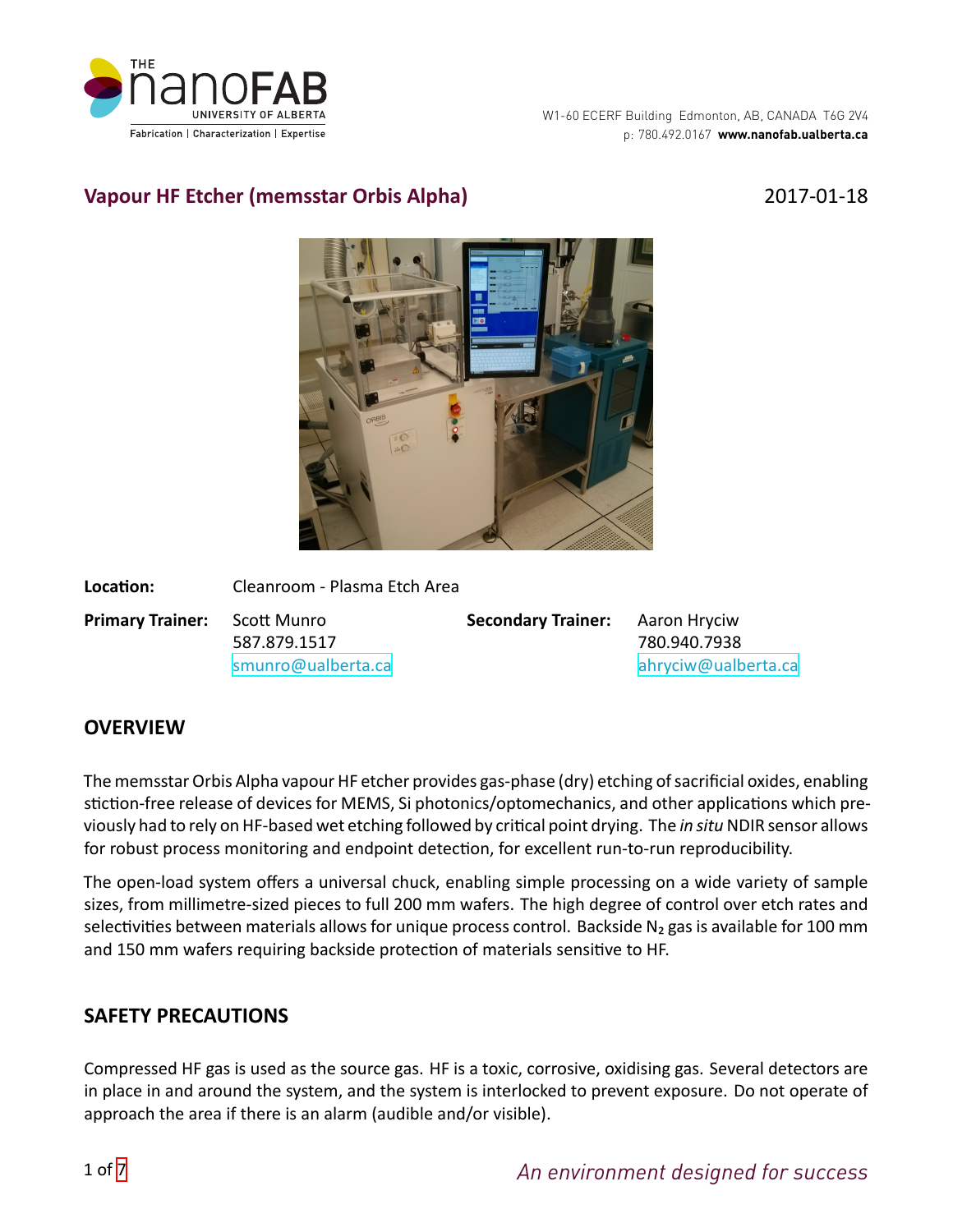THE nanoFAB
UNIVERSITY OF ALBERTA
Fabrication | Characterization | Expertise

W1-60 ECERF Building Edmonton, AB, CANADA T6G 2V4
p: 780.492.0167 **www.nanofab.ualberta.ca**

## Vapour HF Etcher (memsstar Orbis Alpha)

2017-01-18

**Location:** Cleanroom - Plasma Etch Area

**Primary Trainer:** Scott Munro
587.879.1517
smunro@ualberta.ca

**Secondary Trainer:** Aaron Hryciw
780.940.7938
ahryciw@ualberta.ca

## OVERVIEW

The memsstar Orbis Alpha vapour HF etcher provides gas-phase (dry) etching of sacrificial oxides, enabling stiction-free release of devices for MEMS, Si photonics/optomechanics, and other applications which previously had to rely on HF-based wet etching followed by critical point drying. The *in situ* NDIR sensor allows for robust process monitoring and endpoint detection, for excellent run-to-run reproducibility.

The open-load system offers a universal chuck, enabling simple processing on a wide variety of sample sizes, from millimetre-sized pieces to full 200 mm wafers. The high degree of control over etch rates and selectivities between materials allows for unique process control. Backside $N_2$ gas is available for 100 mm and 150 mm wafers requiring backside protection of materials sensitive to HF.

## SAFETY PRECAUTIONS

Compressed HF gas is used as the source gas. HF is a toxic, corrosive, oxidising gas. Several detectors are in place in and around the system, and the system is interlocked to prevent exposure. Do not operate of approach the area if there is an alarm (audible and/or visible).

*An environment designed for success*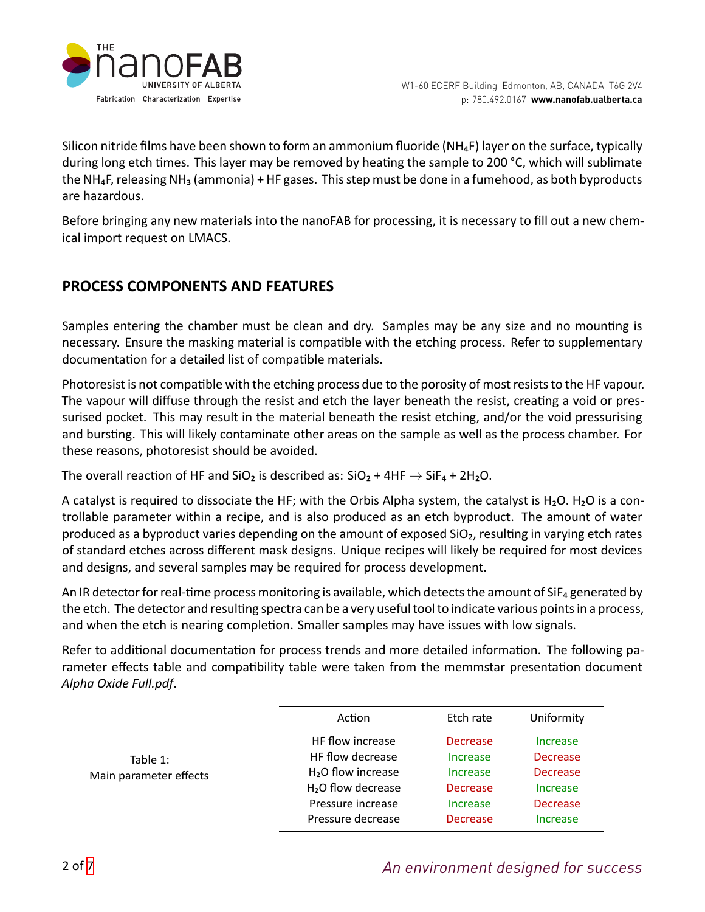Silicon nitride films have been shown to form an ammonium fluoride ($NH_4F$) layer on the surface, typically during long etch times. This layer may be removed by heating the sample to 200 °C, which will sublimate the $NH_4F$, releasing $NH_3$ (ammonia) + HF gases. This step must be done in a fumehood, as both byproducts are hazardous.

Before bringing any new materials into the nanoFAB for processing, it is necessary to fill out a new chemical import request on LMACS.

## PROCESS COMPONENTS AND FEATURES

Samples entering the chamber must be clean and dry. Samples may be any size and no mounting is necessary. Ensure the masking material is compatible with the etching process. Refer to supplementary documentation for a detailed list of compatible materials.

Photoresist is not compatible with the etching process due to the porosity of most resists to the HF vapour. The vapour will diffuse through the resist and etch the layer beneath the resist, creating a void or pressurised pocket. This may result in the material beneath the resist etching, and/or the void pressurising and bursting. This will likely contaminate other areas on the sample as well as the process chamber. For these reasons, photoresist should be avoided.

The overall reaction of HF and $SiO_2$ is described as: $SiO_2 + 4HF \rightarrow SiF_4 + 2H_2O$.

A catalyst is required to dissociate the HF; with the Orbis Alpha system, the catalyst is $H_2O$. $H_2O$ is a controllable parameter within a recipe, and is also produced as an etch byproduct. The amount of water produced as a byproduct varies depending on the amount of exposed $SiO_2$, resulting in varying etch rates of standard etches across different mask designs. Unique recipes will likely be required for most devices and designs, and several samples may be required for process development.

An IR detector for real-time process monitoring is available, which detects the amount of $SiF_4$ generated by the etch. The detector and resulting spectra can be a very useful tool to indicate various points in a process, and when the etch is nearing completion. Smaller samples may have issues with low signals.

Refer to additional documentation for process trends and more detailed information. The following parameter effects table and compatibility table were taken from the memmstar presentation document *Alpha Oxide Full.pdf*.

Table 1: Main parameter effects

| Action | Etch rate | Uniformity |
|---|---|---|
| HF flow increase | Decrease | Increase |
| HF flow decrease | Increase | Decrease |
| $H_2O$ flow increase | Increase | Decrease |
| $H_2O$ flow decrease | Decrease | Increase |
| Pressure increase | Increase | Decrease |
| Pressure decrease | Decrease | Increase |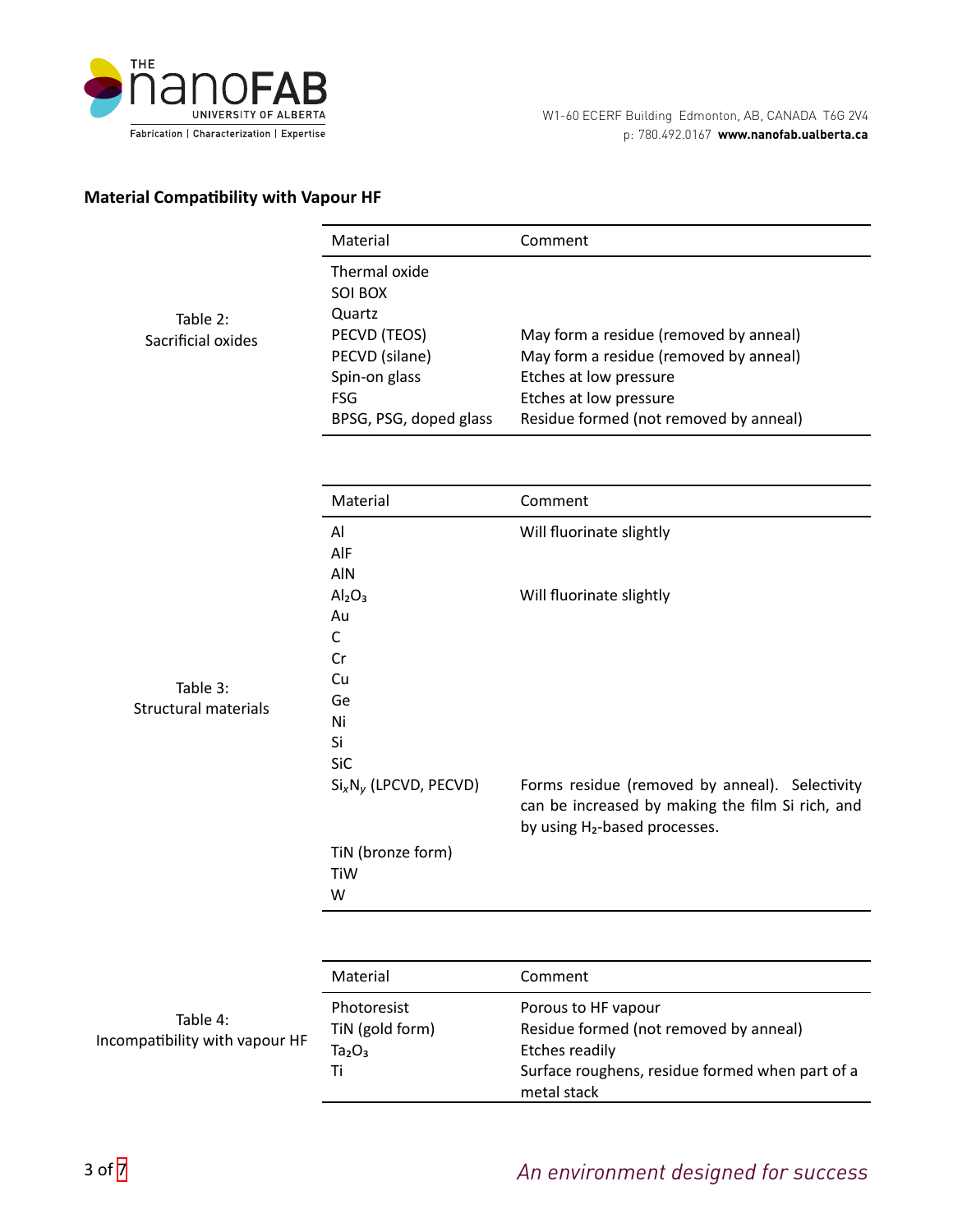## Material Compatibility with Vapour HF

Table 2: Sacrificial oxides

| Material | Comment |
|---|---|
| Thermal oxide | |
| SOI BOX | |
| Quartz | |
| PECVD (TEOS) | May form a residue (removed by anneal) |
| PECVD (silane) | May form a residue (removed by anneal) |
| Spin-on glass | Etches at low pressure |
| FSG | Etches at low pressure |
| BPSG, PSG, doped glass | Residue formed (not removed by anneal) |

Table 3: Structural materials

| Material | Comment |
|---|---|
| Al | Will fluorinate slightly |
| AlF | |
| AlN | |
| $Al_2O_3$ | Will fluorinate slightly |
| Au | |
| C | |
| Cr | |
| Cu | |
| Ge | |
| Ni | |
| Si | |
| SiC | |
| $Si_xN_y$ (LPCVD, PECVD) | Forms residue (removed by anneal). Selectivity can be increased by making the film Si rich, and by using $H_2$-based processes. |
| TiN (bronze form) | |
| TiW | |
| W | |

Table 4: Incompatibility with vapour HF

| Material | Comment |
|---|---|
| Photoresist | Porous to HF vapour |
| TiN (gold form) | Residue formed (not removed by anneal) |
| $Ta_2O_3$ | Etches readily |
| Ti | Surface roughens, residue formed when part of a metal stack |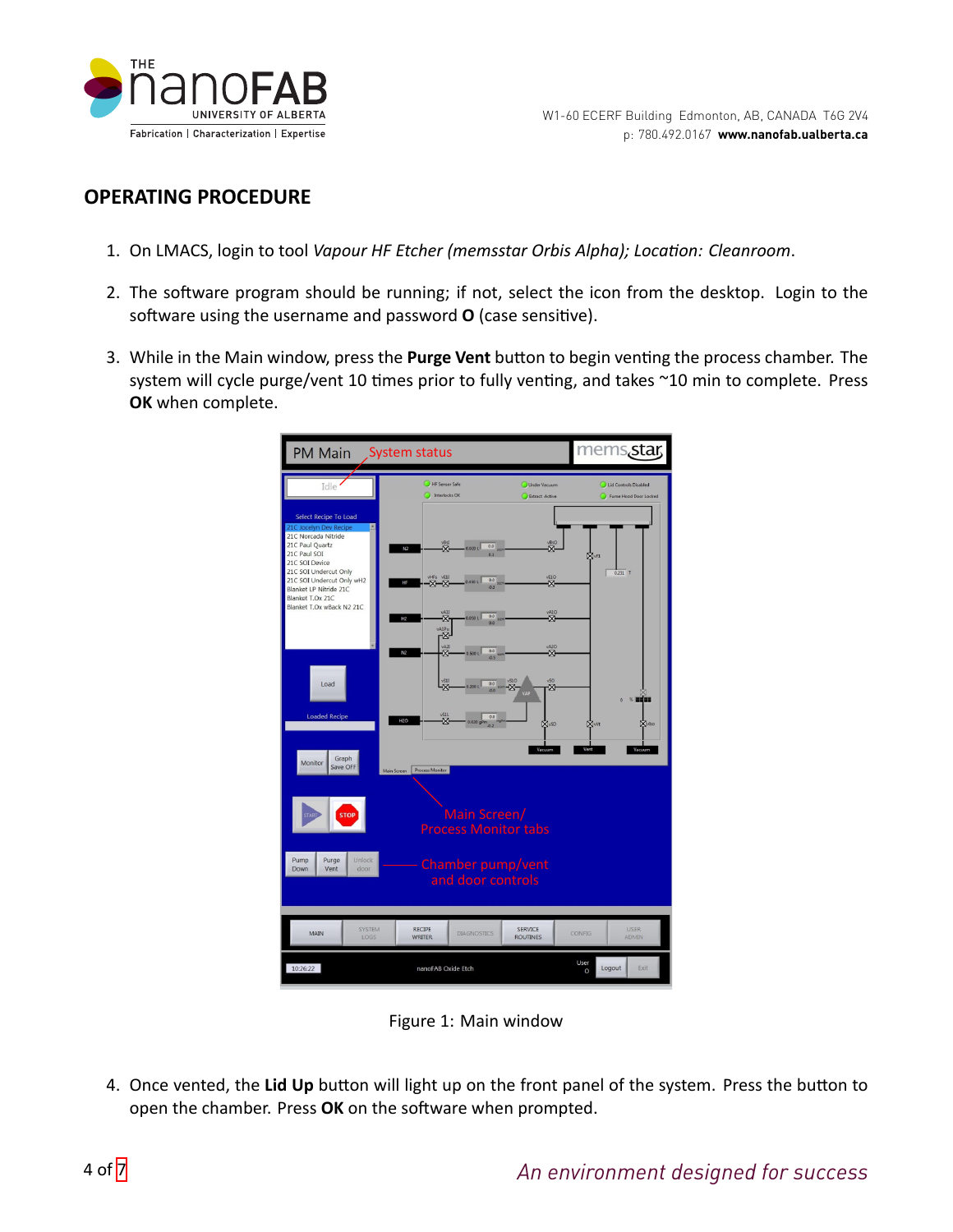## OPERATING PROCEDURE

1. On LMACS, login to tool *Vapour HF Etcher (memsstar Orbis Alpha); Location: Cleanroom*.
2. The software program should be running; if not, select the icon from the desktop. Login to the software using the username and password **O** (case sensitive).
3. While in the Main window, press the **Purge Vent** button to begin venting the process chamber. The system will cycle purge/vent 10 times prior to fully venting, and takes ~10 min to complete. Press **OK** when complete.

Figure 1: Main window

4. Once vented, the **Lid Up** button will light up on the front panel of the system. Press the button to open the chamber. Press **OK** on the software when prompted.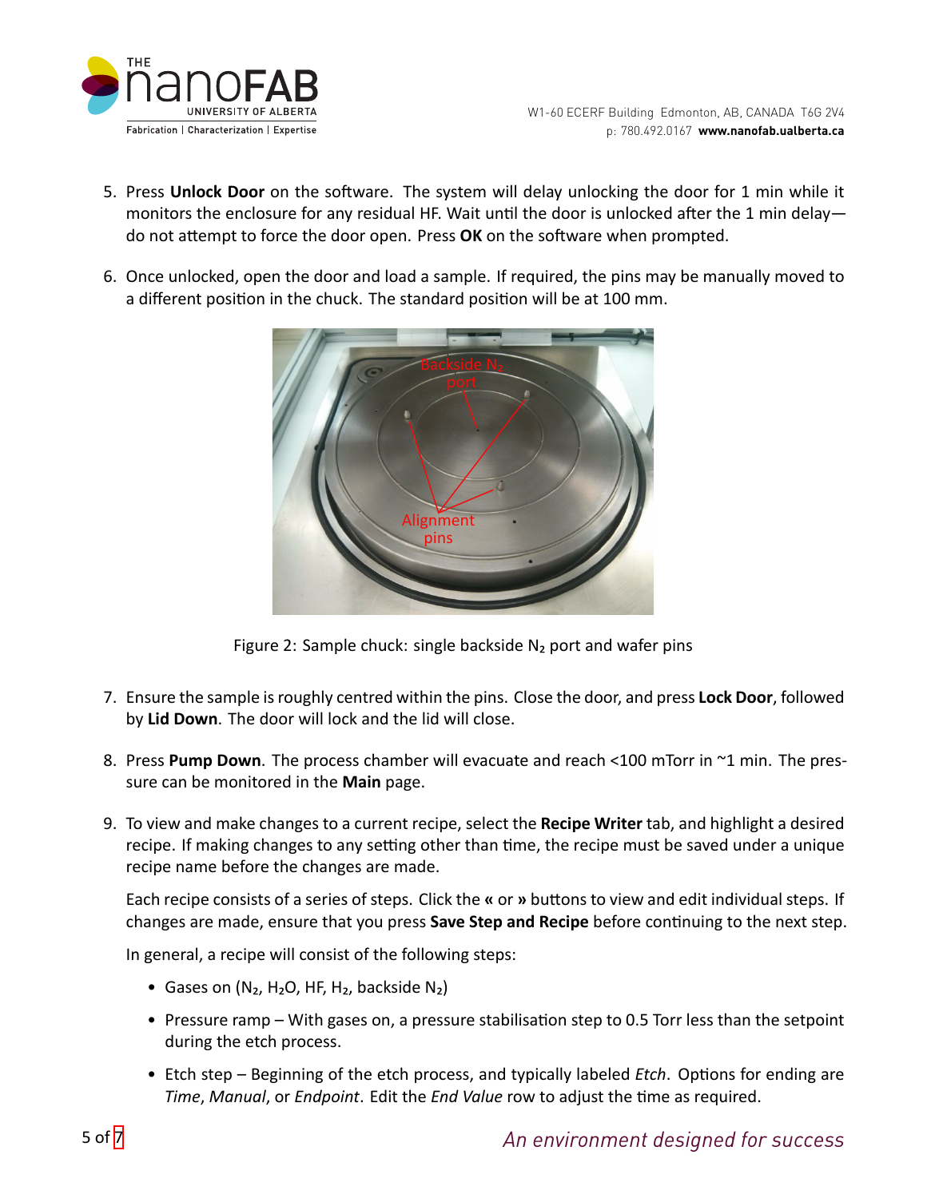5. Press **Unlock Door** on the software. The system will delay unlocking the door for 1 min while it monitors the enclosure for any residual HF. Wait until the door is unlocked after the 1 min delay—do not attempt to force the door open. Press **OK** on the software when prompted.

6. Once unlocked, open the door and load a sample. If required, the pins may be manually moved to a different position in the chuck. The standard position will be at 100 mm.

Figure 2: Sample chuck: single backside $N_2$ port and wafer pins

7. Ensure the sample is roughly centred within the pins. Close the door, and press **Lock Door**, followed by **Lid Down**. The door will lock and the lid will close.

8. Press **Pump Down**. The process chamber will evacuate and reach <100 mTorr in ~1 min. The pressure can be monitored in the **Main** page.

9. To view and make changes to a current recipe, select the **Recipe Writer** tab, and highlight a desired recipe. If making changes to any setting other than time, the recipe must be saved under a unique recipe name before the changes are made.

   Each recipe consists of a series of steps. Click the **«** or **»** buttons to view and edit individual steps. If changes are made, ensure that you press **Save Step and Recipe** before continuing to the next step.

   In general, a recipe will consist of the following steps:

   - Gases on ($N_2$, $H_2O$, HF, $H_2$, backside $N_2$)
   - Pressure ramp – With gases on, a pressure stabilisation step to 0.5 Torr less than the setpoint during the etch process.
   - Etch step – Beginning of the etch process, and typically labeled *Etch*. Options for ending are *Time*, *Manual*, or *Endpoint*. Edit the *End Value* row to adjust the time as required.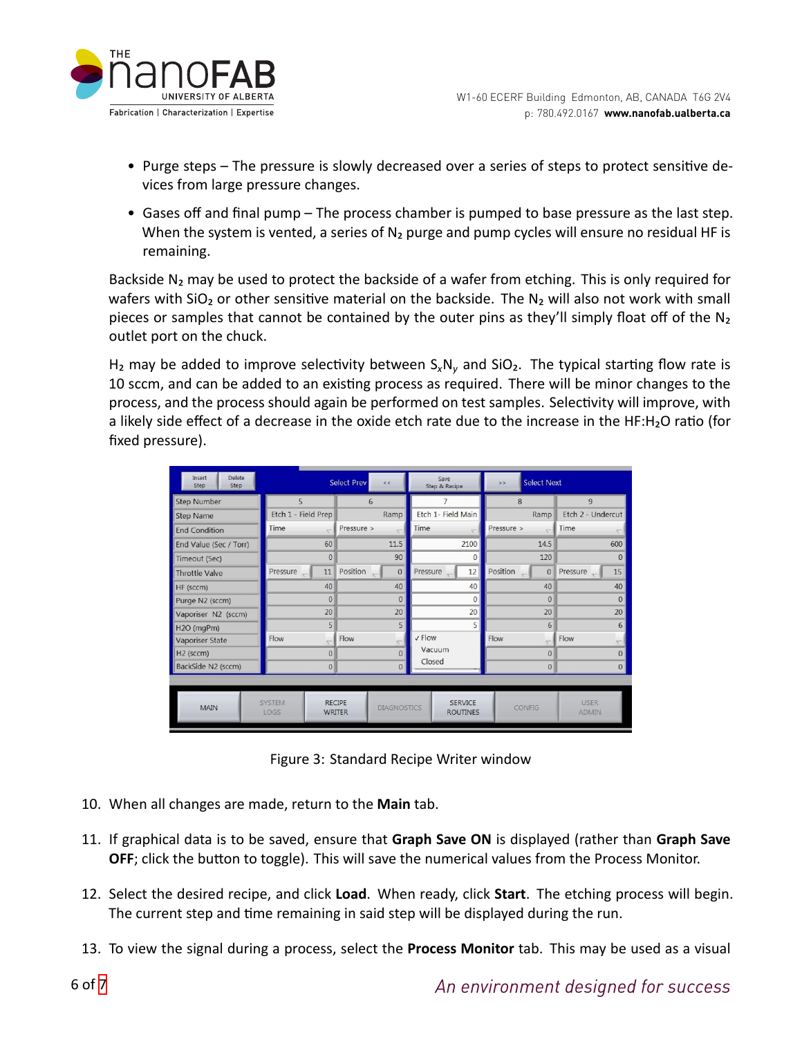- Purge steps – The pressure is slowly decreased over a series of steps to protect sensitive devices from large pressure changes.
- Gases off and final pump – The process chamber is pumped to base pressure as the last step. When the system is vented, a series of $N_2$ purge and pump cycles will ensure no residual HF is remaining.

Backside $N_2$ may be used to protect the backside of a wafer from etching. This is only required for wafers with $SiO_2$ or other sensitive material on the backside. The $N_2$ will also not work with small pieces or samples that cannot be contained by the outer pins as they'll simply float off of the $N_2$ outlet port on the chuck.

$H_2$ may be added to improve selectivity between $S_xN_y$ and $SiO_2$. The typical starting flow rate is 10 sccm, and can be added to an existing process as required. There will be minor changes to the process, and the process should again be performed on test samples. Selectivity will improve, with a likely side effect of a decrease in the oxide etch rate due to the increase in the HF:$H_2O$ ratio (for fixed pressure).

| Step Number | 5 | 6 | 7 | 8 | 9 |
|---|---|---|---|---|---|
| Step Name | Etch 1 - Field Prep | Ramp | Etch 1- Field Main | Ramp | Etch 2 - Undercut |
| End Condition | Time | Pressure > | Time | Pressure > | Time |
| End Value (Sec / Torr) | 60 | 11.5 | 2100 | 14.5 | 600 |
| Timeout (Sec) | 0 | 90 | 0 | 120 | 0 |
| Throttle Valve | Pressure 11 | Position 0 | Pressure 12 | Position 0 | Pressure 15 |
| HF (sccm) | 40 | 40 | 40 | 40 | 40 |
| Purge N2 (sccm) | 0 | 0 | 0 | 0 | 0 |
| Vaporiser N2 (sccm) | 20 | 20 | 20 | 20 | 20 |
| H2O (mgPm) | 5 | 5 | 5 | 6 | 6 |
| Vaporiser State | Flow | Flow | ✓ Flow / Vacuum / Closed | Flow | Flow |
| H2 (sccm) | 0 | 0 | | 0 | 0 |
| BackSide N2 (sccm) | 0 | 0 | | 0 | 0 |

Figure 3: Standard Recipe Writer window

10. When all changes are made, return to the **Main** tab.
11. If graphical data is to be saved, ensure that **Graph Save ON** is displayed (rather than **Graph Save OFF**; click the button to toggle). This will save the numerical values from the Process Monitor.
12. Select the desired recipe, and click **Load**. When ready, click **Start**. The etching process will begin. The current step and time remaining in said step will be displayed during the run.
13. To view the signal during a process, select the **Process Monitor** tab. This may be used as a visual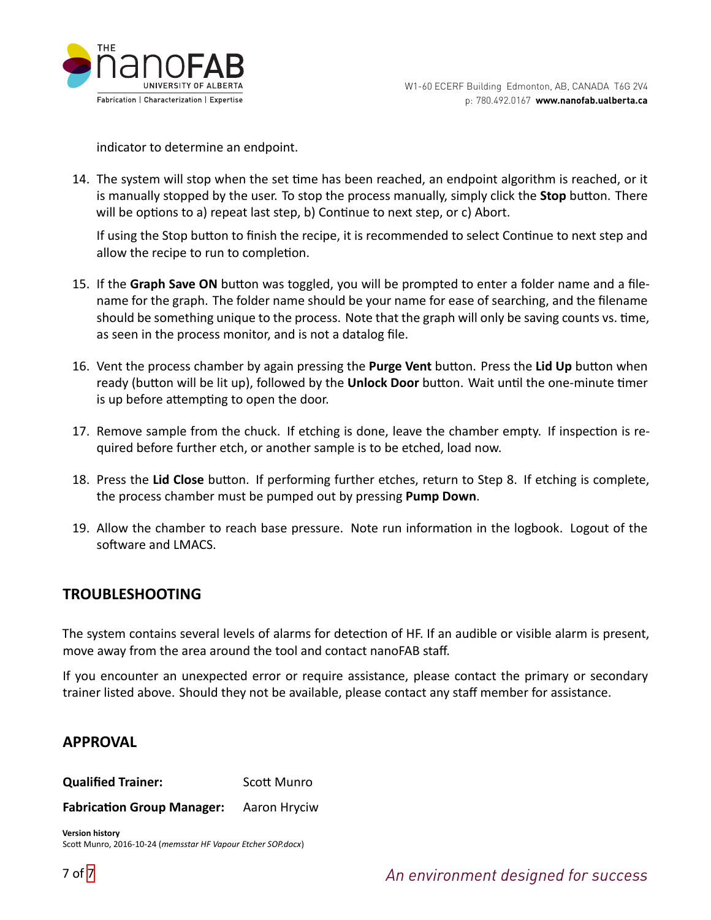indicator to determine an endpoint.

14. The system will stop when the set time has been reached, an endpoint algorithm is reached, or it is manually stopped by the user. To stop the process manually, simply click the **Stop** button. There will be options to a) repeat last step, b) Continue to next step, or c) Abort.

    If using the Stop button to finish the recipe, it is recommended to select Continue to next step and allow the recipe to run to completion.

15. If the **Graph Save ON** button was toggled, you will be prompted to enter a folder name and a file-name for the graph. The folder name should be your name for ease of searching, and the filename should be something unique to the process. Note that the graph will only be saving counts vs. time, as seen in the process monitor, and is not a datalog file.

16. Vent the process chamber by again pressing the **Purge Vent** button. Press the **Lid Up** button when ready (button will be lit up), followed by the **Unlock Door** button. Wait until the one-minute timer is up before attempting to open the door.

17. Remove sample from the chuck. If etching is done, leave the chamber empty. If inspection is required before further etch, or another sample is to be etched, load now.

18. Press the **Lid Close** button. If performing further etches, return to Step 8. If etching is complete, the process chamber must be pumped out by pressing **Pump Down**.

19. Allow the chamber to reach base pressure. Note run information in the logbook. Logout of the software and LMACS.

## TROUBLESHOOTING

The system contains several levels of alarms for detection of HF. If an audible or visible alarm is present, move away from the area around the tool and contact nanoFAB staff.

If you encounter an unexpected error or require assistance, please contact the primary or secondary trainer listed above. Should they not be available, please contact any staff member for assistance.

## APPROVAL

**Qualified Trainer:** Scott Munro

**Fabrication Group Manager:** Aaron Hryciw

**Version history**
Scott Munro, 2016-10-24 (*memsstar HF Vapour Etcher SOP.docx*)